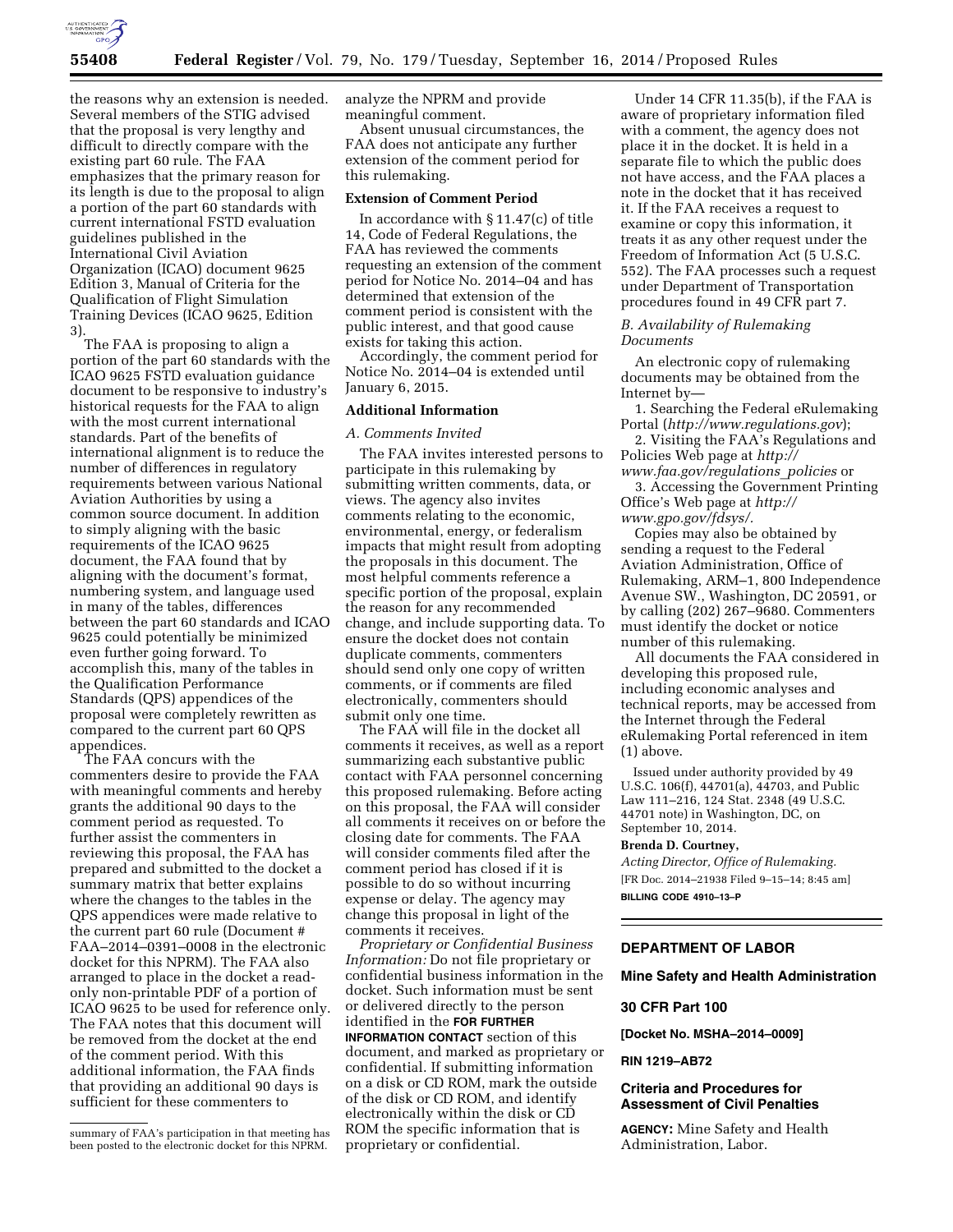the reasons why an extension is needed. Several members of the STIG advised that the proposal is very lengthy and difficult to directly compare with the existing part 60 rule. The FAA emphasizes that the primary reason for its length is due to the proposal to align a portion of the part 60 standards with current international FSTD evaluation guidelines published in the International Civil Aviation Organization (ICAO) document 9625 Edition 3, Manual of Criteria for the Qualification of Flight Simulation Training Devices (ICAO 9625, Edition 3).

The FAA is proposing to align a portion of the part 60 standards with the ICAO 9625 FSTD evaluation guidance document to be responsive to industry's historical requests for the FAA to align with the most current international standards. Part of the benefits of international alignment is to reduce the number of differences in regulatory requirements between various National Aviation Authorities by using a common source document. In addition to simply aligning with the basic requirements of the ICAO 9625 document, the FAA found that by aligning with the document's format, numbering system, and language used in many of the tables, differences between the part 60 standards and ICAO 9625 could potentially be minimized even further going forward. To accomplish this, many of the tables in the Qualification Performance Standards (QPS) appendices of the proposal were completely rewritten as compared to the current part 60 QPS appendices.

The FAA concurs with the commenters desire to provide the FAA with meaningful comments and hereby grants the additional 90 days to the comment period as requested. To further assist the commenters in reviewing this proposal, the FAA has prepared and submitted to the docket a summary matrix that better explains where the changes to the tables in the QPS appendices were made relative to the current part 60 rule (Document # FAA–2014–0391–0008 in the electronic docket for this NPRM). The FAA also arranged to place in the docket a read-only non-printable PDF of a portion of ICAO 9625 to be used for reference only. The FAA notes that this document will be removed from the docket at the end of the comment period. With this additional information, the FAA finds that providing an additional 90 days is sufficient for these commenters to analyze the NPRM and provide meaningful comment.

Absent unusual circumstances, the FAA does not anticipate any further extension of the comment period for this rulemaking.

**Extension of Comment Period**

In accordance with § 11.47(c) of title 14, Code of Federal Regulations, the FAA has reviewed the comments requesting an extension of the comment period for Notice No. 2014–04 and has determined that extension of the comment period is consistent with the public interest, and that good cause exists for taking this action.

Accordingly, the comment period for Notice No. 2014–04 is extended until January 6, 2015.

**Additional Information**

*A. Comments Invited*

The FAA invites interested persons to participate in this rulemaking by submitting written comments, data, or views. The agency also invites comments relating to the economic, environmental, energy, or federalism impacts that might result from adopting the proposals in this document. The most helpful comments reference a specific portion of the proposal, explain the reason for any recommended change, and include supporting data. To ensure the docket does not contain duplicate comments, commenters should send only one copy of written comments, or if comments are filed electronically, commenters should submit only one time.

The FAA will file in the docket all comments it receives, as well as a report summarizing each substantive public contact with FAA personnel concerning this proposed rulemaking. Before acting on this proposal, the FAA will consider all comments it receives on or before the closing date for comments. The FAA will consider comments filed after the comment period has closed if it is possible to do so without incurring expense or delay. The agency may change this proposal in light of the comments it receives.

*Proprietary or Confidential Business Information:* Do not file proprietary or confidential business information in the docket. Such information must be sent or delivered directly to the person identified in the **FOR FURTHER INFORMATION CONTACT** section of this document, and marked as proprietary or confidential. If submitting information on a disk or CD ROM, mark the outside of the disk or CD ROM, and identify electronically within the disk or CD ROM the specific information that is proprietary or confidential.

Under 14 CFR 11.35(b), if the FAA is aware of proprietary information filed with a comment, the agency does not place it in the docket. It is held in a separate file to which the public does not have access, and the FAA places a note in the docket that it has received it. If the FAA receives a request to examine or copy this information, it treats it as any other request under the Freedom of Information Act (5 U.S.C. 552). The FAA processes such a request under Department of Transportation procedures found in 49 CFR part 7.

*B. Availability of Rulemaking Documents*

An electronic copy of rulemaking documents may be obtained from the Internet by—

1. Searching the Federal eRulemaking Portal (*http://www.regulations.gov*);
2. Visiting the FAA's Regulations and Policies Web page at *http://www.faa.gov/regulations_policies* or
3. Accessing the Government Printing Office's Web page at *http://www.gpo.gov/fdsys/.*

Copies may also be obtained by sending a request to the Federal Aviation Administration, Office of Rulemaking, ARM–1, 800 Independence Avenue SW., Washington, DC 20591, or by calling (202) 267–9680. Commenters must identify the docket or notice number of this rulemaking.

All documents the FAA considered in developing this proposed rule, including economic analyses and technical reports, may be accessed from the Internet through the Federal eRulemaking Portal referenced in item (1) above.

Issued under authority provided by 49 U.S.C. 106(f), 44701(a), 44703, and Public Law 111–216, 124 Stat. 2348 (49 U.S.C. 44701 note) in Washington, DC, on September 10, 2014.

**Brenda D. Courtney,**

*Acting Director, Office of Rulemaking.*

[FR Doc. 2014–21938 Filed 9–15–14; 8:45 am]

**BILLING CODE 4910–13–P**

---

summary of FAA's participation in that meeting has been posted to the electronic docket for this NPRM.

---

## DEPARTMENT OF LABOR

### Mine Safety and Health Administration

### 30 CFR Part 100

**[Docket No. MSHA–2014–0009]**

**RIN 1219–AB72**

### Criteria and Procedures for Assessment of Civil Penalties

**AGENCY:** Mine Safety and Health Administration, Labor.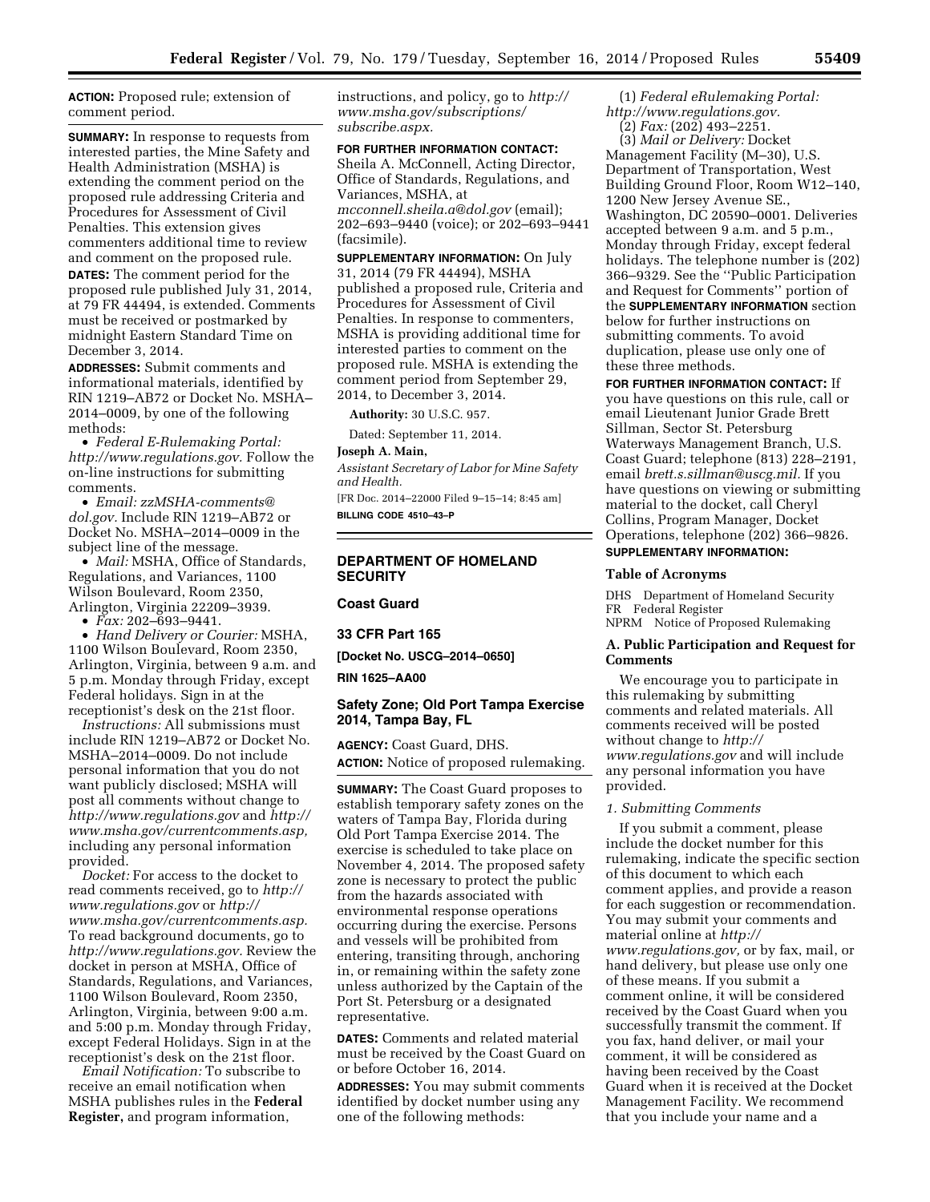**ACTION:** Proposed rule; extension of comment period.

**SUMMARY:** In response to requests from interested parties, the Mine Safety and Health Administration (MSHA) is extending the comment period on the proposed rule addressing Criteria and Procedures for Assessment of Civil Penalties. This extension gives commenters additional time to review and comment on the proposed rule.

**DATES:** The comment period for the proposed rule published July 31, 2014, at 79 FR 44494, is extended. Comments must be received or postmarked by midnight Eastern Standard Time on December 3, 2014.

**ADDRESSES:** Submit comments and informational materials, identified by RIN 1219–AB72 or Docket No. MSHA–2014–0009, by one of the following methods:

- *Federal E-Rulemaking Portal: http://www.regulations.gov.* Follow the on-line instructions for submitting comments.
- *Email: zzMSHA-comments@dol.gov.* Include RIN 1219–AB72 or Docket No. MSHA–2014–0009 in the subject line of the message.
- *Mail:* MSHA, Office of Standards, Regulations, and Variances, 1100 Wilson Boulevard, Room 2350, Arlington, Virginia 22209–3939.
- *Fax:* 202–693–9441.
- *Hand Delivery or Courier:* MSHA, 1100 Wilson Boulevard, Room 2350, Arlington, Virginia, between 9 a.m. and 5 p.m. Monday through Friday, except Federal holidays. Sign in at the receptionist's desk on the 21st floor.

*Instructions:* All submissions must include RIN 1219–AB72 or Docket No. MSHA–2014–0009. Do not include personal information that you do not want publicly disclosed; MSHA will post all comments without change to *http://www.regulations.gov* and *http://www.msha.gov/currentcomments.asp,* including any personal information provided.

*Docket:* For access to the docket to read comments received, go to *http://www.regulations.gov* or *http://www.msha.gov/currentcomments.asp.* To read background documents, go to *http://www.regulations.gov.* Review the docket in person at MSHA, Office of Standards, Regulations, and Variances, 1100 Wilson Boulevard, Room 2350, Arlington, Virginia, between 9:00 a.m. and 5:00 p.m. Monday through Friday, except Federal Holidays. Sign in at the receptionist's desk on the 21st floor.

*Email Notification:* To subscribe to receive an email notification when MSHA publishes rules in the **Federal Register,** and program information, instructions, and policy, go to *http://www.msha.gov/subscriptions/subscribe.aspx.*

**FOR FURTHER INFORMATION CONTACT:** Sheila A. McConnell, Acting Director, Office of Standards, Regulations, and Variances, MSHA, at *mcconnell.sheila.a@dol.gov* (email); 202–693–9440 (voice); or 202–693–9441 (facsimile).

**SUPPLEMENTARY INFORMATION:** On July 31, 2014 (79 FR 44494), MSHA published a proposed rule, Criteria and Procedures for Assessment of Civil Penalties. In response to commenters, MSHA is providing additional time for interested parties to comment on the proposed rule. MSHA is extending the comment period from September 29, 2014, to December 3, 2014.

**Authority:** 30 U.S.C. 957.

Dated: September 11, 2014.

**Joseph A. Main,**

*Assistant Secretary of Labor for Mine Safety and Health.*

[FR Doc. 2014–22000 Filed 9–15–14; 8:45 am]

**BILLING CODE 4510–43–P**

---

## DEPARTMENT OF HOMELAND SECURITY

## Coast Guard

## 33 CFR Part 165

**[Docket No. USCG–2014–0650]**

**RIN 1625–AA00**

## Safety Zone; Old Port Tampa Exercise 2014, Tampa Bay, FL

**AGENCY:** Coast Guard, DHS.

**ACTION:** Notice of proposed rulemaking.

**SUMMARY:** The Coast Guard proposes to establish temporary safety zones on the waters of Tampa Bay, Florida during Old Port Tampa Exercise 2014. The exercise is scheduled to take place on November 4, 2014. The proposed safety zone is necessary to protect the public from the hazards associated with environmental response operations occurring during the exercise. Persons and vessels will be prohibited from entering, transiting through, anchoring in, or remaining within the safety zone unless authorized by the Captain of the Port St. Petersburg or a designated representative.

**DATES:** Comments and related material must be received by the Coast Guard on or before October 16, 2014.

**ADDRESSES:** You may submit comments identified by docket number using any one of the following methods:

(1) *Federal eRulemaking Portal: http://www.regulations.gov.*

(2) *Fax:* (202) 493–2251.

(3) *Mail or Delivery:* Docket Management Facility (M–30), U.S. Department of Transportation, West Building Ground Floor, Room W12–140, 1200 New Jersey Avenue SE., Washington, DC 20590–0001. Deliveries accepted between 9 a.m. and 5 p.m., Monday through Friday, except federal holidays. The telephone number is (202) 366–9329. See the ''Public Participation and Request for Comments'' portion of the **SUPPLEMENTARY INFORMATION** section below for further instructions on submitting comments. To avoid duplication, please use only one of these three methods.

**FOR FURTHER INFORMATION CONTACT:** If you have questions on this rule, call or email Lieutenant Junior Grade Brett Sillman, Sector St. Petersburg Waterways Management Branch, U.S. Coast Guard; telephone (813) 228–2191, email *brett.s.sillman@uscg.mil.* If you have questions on viewing or submitting material to the docket, call Cheryl Collins, Program Manager, Docket Operations, telephone (202) 366–9826.

**SUPPLEMENTARY INFORMATION:**

### Table of Acronyms

DHS Department of Homeland Security
FR Federal Register
NPRM Notice of Proposed Rulemaking

### A. Public Participation and Request for Comments

We encourage you to participate in this rulemaking by submitting comments and related materials. All comments received will be posted without change to *http://www.regulations.gov* and will include any personal information you have provided.

#### *1. Submitting Comments*

If you submit a comment, please include the docket number for this rulemaking, indicate the specific section of this document to which each comment applies, and provide a reason for each suggestion or recommendation. You may submit your comments and material online at *http://www.regulations.gov,* or by fax, mail, or hand delivery, but please use only one of these means. If you submit a comment online, it will be considered received by the Coast Guard when you successfully transmit the comment. If you fax, hand deliver, or mail your comment, it will be considered as having been received by the Coast Guard when it is received at the Docket Management Facility. We recommend that you include your name and a